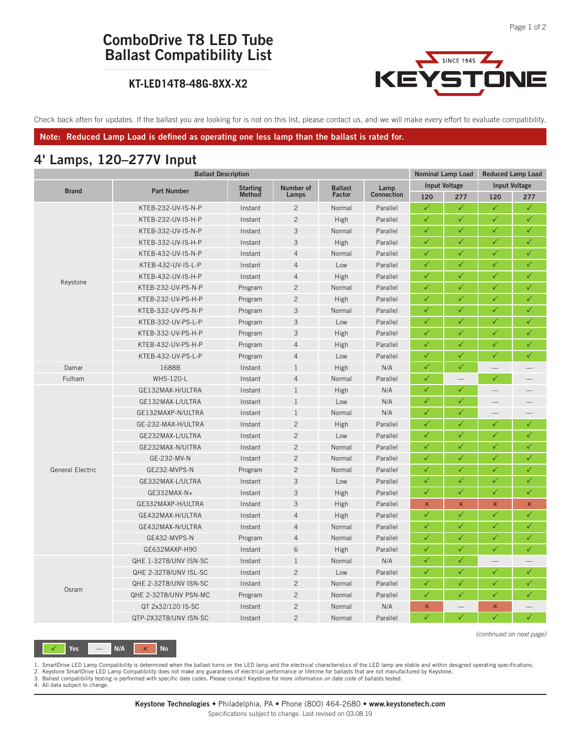# ComboDrive T8 LED Tube Ballast Compatibility List

## KT-LED14T8-48G-8XX-X2

Check back often for updates. If the ballast you are looking for is not on this list, please contact us, and we will make every effort to evaluate compatibility.

**Note: Reduced Lamp Load is defined as operating one less lamp than the ballast is rated for.**

## 4' Lamps, 120–277V Input

| Ballast Description | | | | | | Nominal Lamp Load | | Reduced Lamp Load | |
|---|---|---|---|---|---|---|---|---|---|
| Brand | Part Number | Starting Method | Number of Lamps | Ballast Factor | Lamp Connection | Input Voltage | | Input Voltage | |
| | | | | | | 120 | 277 | 120 | 277 |
| Keystone | KTEB-232-UV-IS-N-P | Instant | 2 | Normal | Parallel | ✓ | ✓ | ✓ | ✓ |
| | KTEB-232-UV-IS-H-P | Instant | 2 | High | Parallel | ✓ | ✓ | ✓ | ✓ |
| | KTEB-332-UV-IS-N-P | Instant | 3 | Normal | Parallel | ✓ | ✓ | ✓ | ✓ |
| | KTEB-332-UV-IS-H-P | Instant | 3 | High | Parallel | ✓ | ✓ | ✓ | ✓ |
| | KTEB-432-UV-IS-N-P | Instant | 4 | Normal | Parallel | ✓ | ✓ | ✓ | ✓ |
| | KTEB-432-UV-IS-L-P | Instant | 4 | Low | Parallel | ✓ | ✓ | ✓ | ✓ |
| | KTEB-432-UV-IS-H-P | Instant | 4 | High | Parallel | ✓ | ✓ | ✓ | ✓ |
| | KTEB-232-UV-PS-N-P | Program | 2 | Normal | Parallel | ✓ | ✓ | ✓ | ✓ |
| | KTEB-232-UV-PS-H-P | Program | 2 | High | Parallel | ✓ | ✓ | ✓ | ✓ |
| | KTEB-332-UV-PS-N-P | Program | 3 | Normal | Parallel | ✓ | ✓ | ✓ | ✓ |
| | KTEB-332-UV-PS-L-P | Program | 3 | Low | Parallel | ✓ | ✓ | ✓ | ✓ |
| | KTEB-332-UV-PS-H-P | Program | 3 | High | Parallel | ✓ | ✓ | ✓ | ✓ |
| | KTEB-432-UV-PS-H-P | Program | 4 | High | Parallel | ✓ | ✓ | ✓ | ✓ |
| | KTEB-432-UV-PS-L-P | Program | 4 | Low | Parallel | ✓ | ✓ | ✓ | ✓ |
| Damar | 1688B | Instant | 1 | High | N/A | ✓ | ✓ | — | — |
| Fulham | WH5-120-L | Instant | 4 | Normal | Parallel | ✓ | — | ✓ | — |
| General Electric | GE132MAX-H/ULTRA | Instant | 1 | High | N/A | ✓ | ✓ | — | — |
| | GE132MAX-L/ULTRA | Instant | 1 | Low | N/A | ✓ | ✓ | — | — |
| | GE132MAXP-N/ULTRA | Instant | 1 | Normal | N/A | ✓ | ✓ | — | — |
| | GE-232-MAX-H/ULTRA | Instant | 2 | High | Parallel | ✓ | ✓ | ✓ | ✓ |
| | GE232MAX-L/ULTRA | Instant | 2 | Low | Parallel | ✓ | ✓ | ✓ | ✓ |
| | GE232MAX-N/UITRA | Instant | 2 | Normal | Parallel | ✓ | ✓ | ✓ | ✓ |
| | GE-232-MV-N | Instant | 2 | Normal | Parallel | ✓ | ✓ | ✓ | ✓ |
| | GE232-MVPS-N | Program | 2 | Normal | Parallel | ✓ | ✓ | ✓ | ✓ |
| | GE332MAX-L/ULTRA | Instant | 3 | Low | Parallel | ✓ | ✓ | ✓ | ✓ |
| | GE332MAX-N+ | Instant | 3 | High | Parallel | ✓ | ✓ | ✓ | ✓ |
| | GE332MAXP-H/ULTRA | Instant | 3 | High | Parallel | × | × | × | × |
| | GE432MAX-H/ULTRA | Instant | 4 | High | Parallel | ✓ | ✓ | ✓ | ✓ |
| | GE432MAX-N/ULTRA | Instant | 4 | Normal | Parallel | ✓ | ✓ | ✓ | ✓ |
| | GE432-MVPS-N | Program | 4 | Normal | Parallel | ✓ | ✓ | ✓ | ✓ |
| | GE632MAXP-H90 | Instant | 6 | High | Parallel | ✓ | ✓ | ✓ | ✓ |
| Osram | QHE 1-32T8/UNV ISN-SC | Instant | 1 | Normal | N/A | ✓ | ✓ | — | — |
| | QHE 2-32T8/UNV ISL-SC | Instant | 2 | Low | Parallel | ✓ | ✓ | ✓ | ✓ |
| | QHE 2-32T8/UNV ISN-SC | Instant | 2 | Normal | Parallel | ✓ | ✓ | ✓ | ✓ |
| | QHE 2-32T8/UNV PSN-MC | Program | 2 | Normal | Parallel | ✓ | ✓ | ✓ | ✓ |
| | QT 2x32/120 IS-SC | Instant | 2 | Normal | N/A | × | — | × | — |
| | QTP-2X32T8/UNV ISN-SC | Instant | 2 | Normal | Parallel | ✓ | ✓ | ✓ | ✓ |

*(continued on next page)*

✓ Yes | — N/A | × No

1. SmartDrive LED Lamp Compatibility is determined when the ballast turns on the LED lamp and the electrical characteristics of the LED lamp are stable and within designed operating specifications.
2. Keystone SmartDrive LED Lamp Compatibility does not make any guarantees of electrical performance or lifetime for ballasts that are not manufactured by Keystone.
3. Ballast compatibility testing is performed with specific date codes. Please contact Keystone for more information on date code of ballasts tested.
4. All data subject to change.

**Keystone Technologies** • Philadelphia, PA • Phone (800) 464-2680 • **www.keystonetech.com**

Specifications subject to change. Last revised on 03.08.19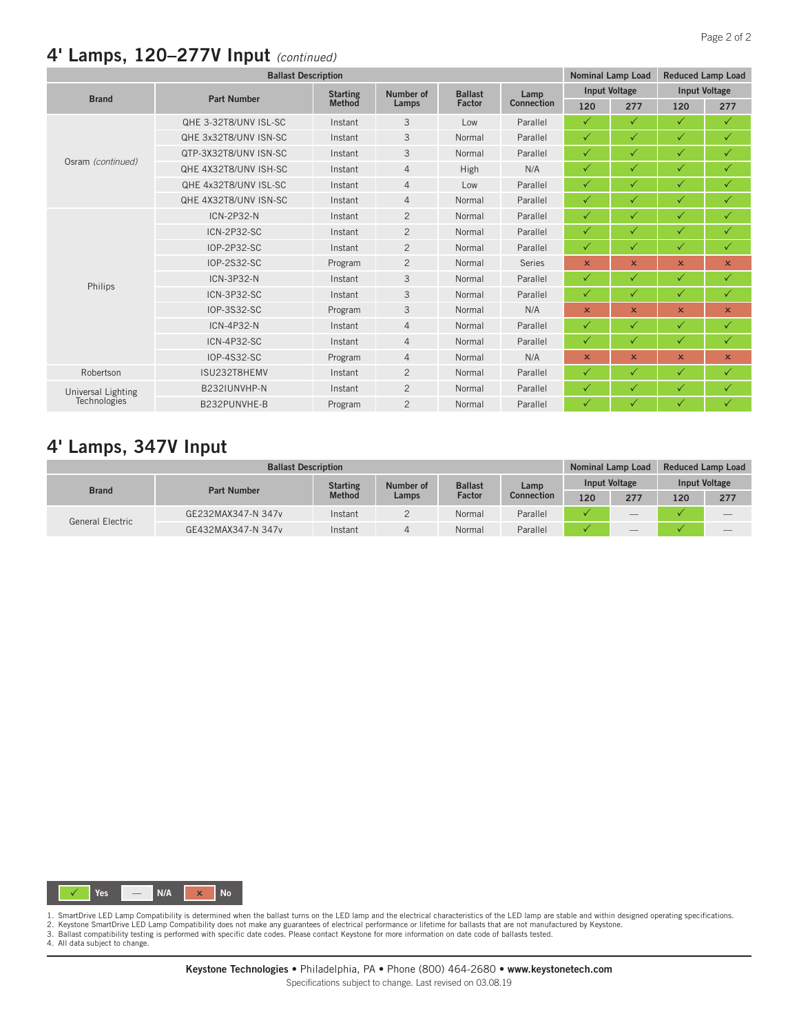## 4' Lamps, 120–277V Input *(continued)*

| Ballast Description | | | | | | Nominal Lamp Load | | Reduced Lamp Load | |
|---|---|---|---|---|---|---|---|---|---|
| Brand | Part Number | Starting Method | Number of Lamps | Ballast Factor | Lamp Connection | Input Voltage | | Input Voltage | |
| | | | | | | 120 | 277 | 120 | 277 |
| Osram *(continued)* | QHE 3-32T8/UNV ISL-SC | Instant | 3 | Low | Parallel | ✓ | ✓ | ✓ | ✓ |
| | QHE 3x32T8/UNV ISN-SC | Instant | 3 | Normal | Parallel | ✓ | ✓ | ✓ | ✓ |
| | QTP-3X32T8/UNV ISN-SC | Instant | 3 | Normal | Parallel | ✓ | ✓ | ✓ | ✓ |
| | QHE 4X32T8/UNV ISH-SC | Instant | 4 | High | N/A | ✓ | ✓ | ✓ | ✓ |
| | QHE 4x32T8/UNV ISL-SC | Instant | 4 | Low | Parallel | ✓ | ✓ | ✓ | ✓ |
| | QHE 4X32T8/UNV ISN-SC | Instant | 4 | Normal | Parallel | ✓ | ✓ | ✓ | ✓ |
| Philips | ICN-2P32-N | Instant | 2 | Normal | Parallel | ✓ | ✓ | ✓ | ✓ |
| | ICN-2P32-SC | Instant | 2 | Normal | Parallel | ✓ | ✓ | ✓ | ✓ |
| | IOP-2P32-SC | Instant | 2 | Normal | Parallel | ✓ | ✓ | ✓ | ✓ |
| | IOP-2S32-SC | Program | 2 | Normal | Series | × | × | × | × |
| | ICN-3P32-N | Instant | 3 | Normal | Parallel | ✓ | ✓ | ✓ | ✓ |
| | ICN-3P32-SC | Instant | 3 | Normal | Parallel | ✓ | ✓ | ✓ | ✓ |
| | IOP-3S32-SC | Program | 3 | Normal | N/A | × | × | × | × |
| | ICN-4P32-N | Instant | 4 | Normal | Parallel | ✓ | ✓ | ✓ | ✓ |
| | ICN-4P32-SC | Instant | 4 | Normal | Parallel | ✓ | ✓ | ✓ | ✓ |
| | IOP-4S32-SC | Program | 4 | Normal | N/A | × | × | × | × |
| Robertson | ISU232T8HEMV | Instant | 2 | Normal | Parallel | ✓ | ✓ | ✓ | ✓ |
| Universal Lighting Technologies | B232IUNVHP-N | Instant | 2 | Normal | Parallel | ✓ | ✓ | ✓ | ✓ |
| | B232PUNVHE-B | Program | 2 | Normal | Parallel | ✓ | ✓ | ✓ | ✓ |

## 4' Lamps, 347V Input

| Ballast Description | | | | | | Nominal Lamp Load | | Reduced Lamp Load | |
|---|---|---|---|---|---|---|---|---|---|
| Brand | Part Number | Starting Method | Number of Lamps | Ballast Factor | Lamp Connection | Input Voltage | | Input Voltage | |
| | | | | | | 120 | 277 | 120 | 277 |
| General Electric | GE232MAX347-N 347v | Instant | 2 | Normal | Parallel | ✓ | — | ✓ | — |
| | GE432MAX347-N 347v | Instant | 4 | Normal | Parallel | ✓ | — | ✓ | — |

✓ Yes — N/A × No

1. SmartDrive LED Lamp Compatibility is determined when the ballast turns on the LED lamp and the electrical characteristics of the LED lamp are stable and within designed operating specifications.
2. Keystone SmartDrive LED Lamp Compatibility does not make any guarantees of electrical performance or lifetime for ballasts that are not manufactured by Keystone.
3. Ballast compatibility testing is performed with specific date codes. Please contact Keystone for more information on date code of ballasts tested.
4. All data subject to change.

**Keystone Technologies** • Philadelphia, PA • Phone (800) 464-2680 • **www.keystonetech.com**

Specifications subject to change. Last revised on 03.08.19